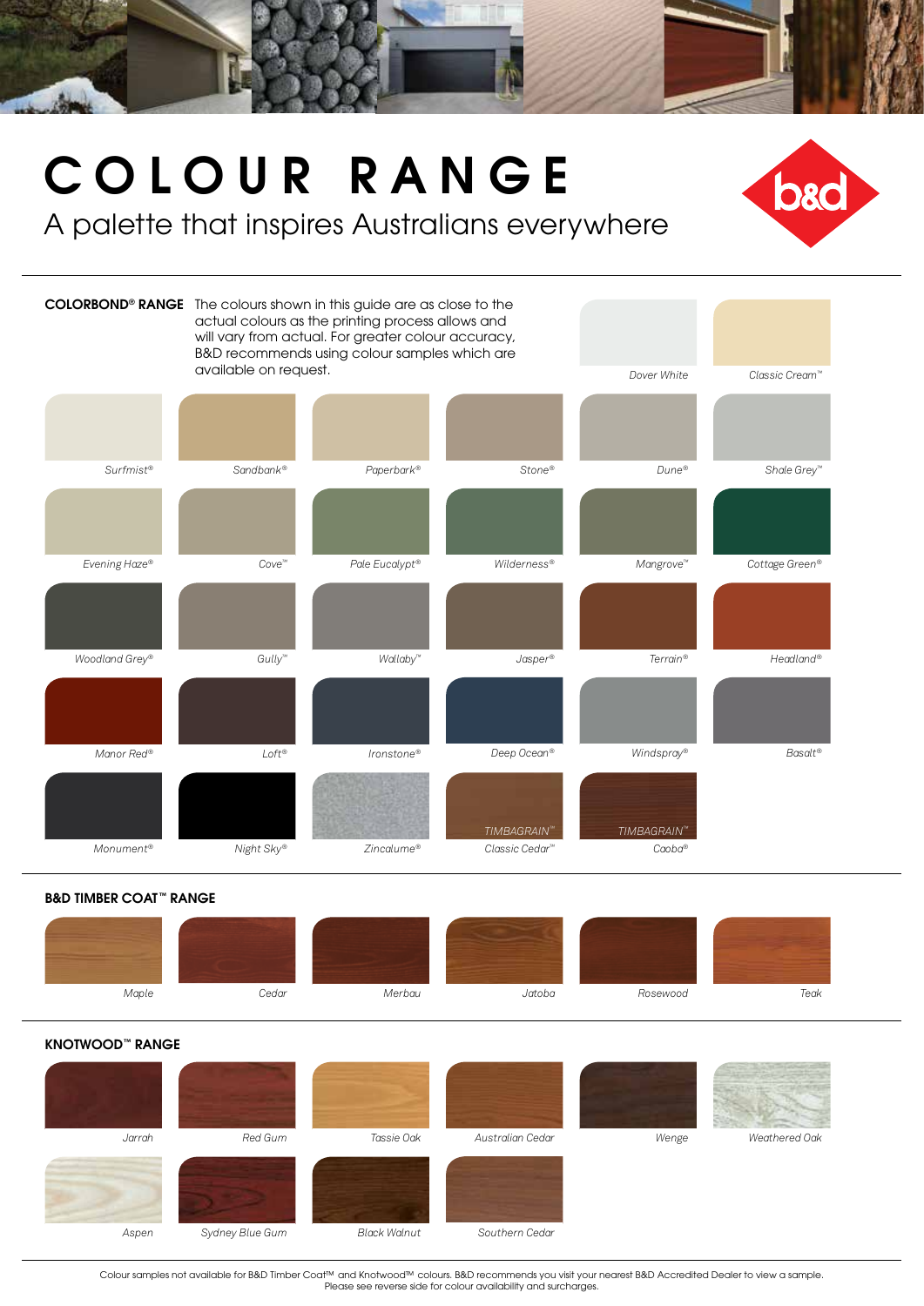# COLOUR RANGE

A palette that inspires Australians everywhere

b&d

## COLORBOND® RANGE

The colours shown in this guide are as close to the actual colours as the printing process allows and will vary from actual. For greater colour accuracy, B&D recommends using colour samples which are available on request.

- Dover White
- Classic Cream™
- Surfmist®
- Sandbank®
- Paperbark®
- Stone®
- Dune®
- Shale Grey™
- Evening Haze®
- Cove™
- Pale Eucalypt®
- Wilderness®
- Mangrove™
- Cottage Green®
- Woodland Grey®
- Gully™
- Wallaby™
- Jasper®
- Terrain®
- Headland®
- Manor Red®
- Loft®
- Ironstone®
- Deep Ocean®
- Windspray®
- Basalt®
- Monument®
- Night Sky®
- Zincalume®
- TIMBAGRAIN™ Classic Cedar™
- TIMBAGRAIN™ Caoba®

## B&D TIMBER COAT™ RANGE

- Maple
- Cedar
- Merbau
- Jatoba
- Rosewood
- Teak

## KNOTWOOD™ RANGE

- Jarrah
- Red Gum
- Tassie Oak
- Australian Cedar
- Wenge
- Weathered Oak
- Aspen
- Sydney Blue Gum
- Black Walnut
- Southern Cedar

Colour samples not available for B&D Timber Coat™ and Knotwood™ colours. B&D recommends you visit your nearest B&D Accredited Dealer to view a sample.
Please see reverse side for colour availability and surcharges.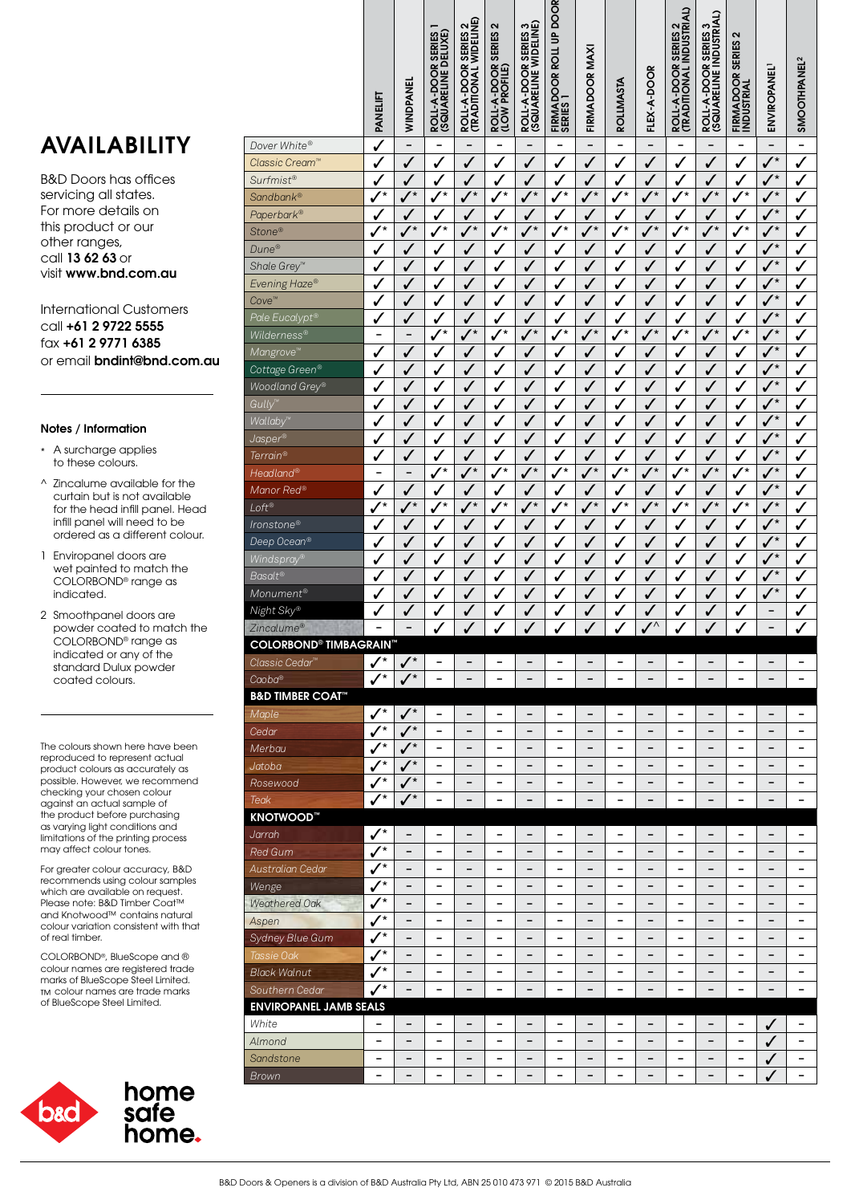# AVAILABILITY

B&D Doors has offices servicing all states. For more details on this product or our other ranges, call **13 62 63** or visit **www.bnd.com.au**

International Customers call **+61 2 9722 5555** fax **+61 2 9771 6385** or email **bndint@bnd.com.au**

### Notes / Information

- * A surcharge applies to these colours.
- ^ Zincalume available for the curtain but is not available for the head infill panel. Head infill panel will need to be ordered as a different colour.
- 1 Enviropanel doors are wet painted to match the COLORBOND® range as indicated.
- 2 Smoothpanel doors are powder coated to match the COLORBOND® range as indicated or any of the standard Dulux powder coated colours.

The colours shown here have been reproduced to represent actual product colours as accurately as possible. However, we recommend checking your chosen colour against an actual sample of the product before purchasing as varying light conditions and limitations of the printing process may affect colour tones.

For greater colour accuracy, B&D recommends using colour samples which are available on request. Please note: B&D Timber Coat™ and Knotwood™ contains natural colour variation consistent with that of real timber.

COLORBOND®, BlueScope and ® colour names are registered trade marks of BlueScope Steel Limited. ™ colour names are trade marks of BlueScope Steel Limited.

| | PANELIFT | WINDPANEL | ROLL-A-DOOR SERIES 1 (SQUARELINE DELUXE) | ROLL-A-DOOR SERIES 2 (TRADITIONAL WIDELINE) | ROLL-A-DOOR SERIES 2 (LOW PROFILE) | ROLL-A-DOOR SERIES 3 (SQUARELINE WIDELINE) | FIRMADOOR ROLL UP DOOR SERIES 1 | FIRMADOOR MAXI | ROLLMASTA | FLEX-A-DOOR | ROLL-A-DOOR SERIES 2 (TRADITIONAL INDUSTRIAL) | ROLL-A-DOOR SERIES 3 (SQUARELINE INDUSTRIAL) | FIRMADOOR SERIES 2 INDUSTRIAL | ENVIROPANEL[1] | SMOOTHPANEL[2] |
|---|---|---|---|---|---|---|---|---|---|---|---|---|---|---|---|
| Dover White® | ✓ | – | – | – | – | – | – | – | – | – | – | – | – | – | – |
| Classic Cream™ | ✓ | ✓ | ✓ | ✓ | ✓ | ✓ | ✓ | ✓ | ✓ | ✓ | ✓ | ✓ | ✓ | ✓* | ✓ |
| Surfmist® | ✓ | ✓ | ✓ | ✓ | ✓ | ✓ | ✓ | ✓ | ✓ | ✓ | ✓ | ✓ | ✓ | ✓* | ✓ |
| Sandbank® | ✓* | ✓* | ✓* | ✓* | ✓* | ✓* | ✓* | ✓* | ✓* | ✓* | ✓* | ✓* | ✓* | ✓* | ✓ |
| Paperbark® | ✓ | ✓ | ✓ | ✓ | ✓ | ✓ | ✓ | ✓ | ✓ | ✓ | ✓ | ✓ | ✓ | ✓* | ✓ |
| Stone® | ✓* | ✓* | ✓* | ✓* | ✓* | ✓* | ✓* | ✓* | ✓* | ✓* | ✓* | ✓* | ✓* | ✓* | ✓ |
| Dune® | ✓ | ✓ | ✓ | ✓ | ✓ | ✓ | ✓ | ✓ | ✓ | ✓ | ✓ | ✓ | ✓ | ✓* | ✓ |
| Shale Grey™ | ✓ | ✓ | ✓ | ✓ | ✓ | ✓ | ✓ | ✓ | ✓ | ✓ | ✓ | ✓ | ✓ | ✓* | ✓ |
| Evening Haze® | ✓ | ✓ | ✓ | ✓ | ✓ | ✓ | ✓ | ✓ | ✓ | ✓ | ✓ | ✓ | ✓ | ✓* | ✓ |
| Cove™ | ✓ | ✓ | ✓ | ✓ | ✓ | ✓ | ✓ | ✓ | ✓ | ✓ | ✓ | ✓ | ✓ | ✓* | ✓ |
| Pale Eucalypt® | ✓ | ✓ | ✓ | ✓ | ✓ | ✓ | ✓ | ✓ | ✓ | ✓ | ✓ | ✓ | ✓ | ✓* | ✓ |
| Wilderness® | – | – | ✓* | ✓* | ✓* | ✓* | ✓* | ✓* | ✓* | ✓* | ✓* | ✓* | ✓* | ✓* | ✓ |
| Mangrove™ | ✓ | ✓ | ✓ | ✓ | ✓ | ✓ | ✓ | ✓ | ✓ | ✓ | ✓ | ✓ | ✓ | ✓* | ✓ |
| Cottage Green® | ✓ | ✓ | ✓ | ✓ | ✓ | ✓ | ✓ | ✓ | ✓ | ✓ | ✓ | ✓ | ✓ | ✓* | ✓ |
| Woodland Grey® | ✓ | ✓ | ✓ | ✓ | ✓ | ✓ | ✓ | ✓ | ✓ | ✓ | ✓ | ✓ | ✓ | ✓* | ✓ |
| Gully™ | ✓ | ✓ | ✓ | ✓ | ✓ | ✓ | ✓ | ✓ | ✓ | ✓ | ✓ | ✓ | ✓ | ✓* | ✓ |
| Wallaby™ | ✓ | ✓ | ✓ | ✓ | ✓ | ✓ | ✓ | ✓ | ✓ | ✓ | ✓ | ✓ | ✓ | ✓* | ✓ |
| Jasper® | ✓ | ✓ | ✓ | ✓ | ✓ | ✓ | ✓ | ✓ | ✓ | ✓ | ✓ | ✓ | ✓ | ✓* | ✓ |
| Terrain® | ✓ | ✓ | ✓ | ✓ | ✓ | ✓ | ✓ | ✓ | ✓ | ✓ | ✓ | ✓ | ✓ | ✓* | ✓ |
| Headland® | – | – | ✓* | ✓* | ✓* | ✓* | ✓* | ✓* | ✓* | ✓* | ✓* | ✓* | ✓* | ✓* | ✓ |
| Manor Red® | ✓ | ✓ | ✓ | ✓ | ✓ | ✓ | ✓ | ✓ | ✓ | ✓ | ✓ | ✓ | ✓ | ✓* | ✓ |
| Loft® | ✓* | ✓* | ✓* | ✓* | ✓* | ✓* | ✓* | ✓* | ✓* | ✓* | ✓* | ✓* | ✓* | ✓* | ✓ |
| Ironstone® | ✓ | ✓ | ✓ | ✓ | ✓ | ✓ | ✓ | ✓ | ✓ | ✓ | ✓ | ✓ | ✓ | ✓* | ✓ |
| Deep Ocean® | ✓ | ✓ | ✓ | ✓ | ✓ | ✓ | ✓ | ✓ | ✓ | ✓ | ✓ | ✓ | ✓ | ✓* | ✓ |
| Windspray® | ✓ | ✓ | ✓ | ✓ | ✓ | ✓ | ✓ | ✓ | ✓ | ✓ | ✓ | ✓ | ✓ | ✓* | ✓ |
| Basalt® | ✓ | ✓ | ✓ | ✓ | ✓ | ✓ | ✓ | ✓ | ✓ | ✓ | ✓ | ✓ | ✓ | ✓* | ✓ |
| Monument® | ✓ | ✓ | ✓ | ✓ | ✓ | ✓ | ✓ | ✓ | ✓ | ✓ | ✓ | ✓ | ✓ | ✓* | ✓ |
| Night Sky® | ✓ | ✓ | ✓ | ✓ | ✓ | ✓ | ✓ | ✓ | ✓ | ✓ | ✓ | ✓ | ✓ | – | ✓ |
| Zincalume® | – | – | ✓ | ✓ | ✓ | ✓ | ✓ | ✓ | ✓ | ✓^ | ✓ | ✓ | ✓ | – | ✓ |
| **COLORBOND® TIMBAGRAIN™** | | | | | | | | | | | | | | | |
| Classic Cedar™ | ✓* | ✓* | – | – | – | – | – | – | – | – | – | – | – | – | – |
| Cooba® | ✓* | ✓* | – | – | – | – | – | – | – | – | – | – | – | – | – |
| **B&D TIMBER COAT™** | | | | | | | | | | | | | | | |
| Maple | ✓* | ✓* | – | – | – | – | – | – | – | – | – | – | – | – | – |
| Cedar | ✓* | ✓* | – | – | – | – | – | – | – | – | – | – | – | – | – |
| Merbau | ✓* | ✓* | – | – | – | – | – | – | – | – | – | – | – | – | – |
| Jatoba | ✓* | ✓* | – | – | – | – | – | – | – | – | – | – | – | – | – |
| Rosewood | ✓* | ✓* | – | – | – | – | – | – | – | – | – | – | – | – | – |
| Teak | ✓* | ✓* | – | – | – | – | – | – | – | – | – | – | – | – | – |
| **KNOTWOOD™** | | | | | | | | | | | | | | | |
| Jarrah | ✓* | – | – | – | – | – | – | – | – | – | – | – | – | – | – |
| Red Gum | ✓* | – | – | – | – | – | – | – | – | – | – | – | – | – | – |
| Australian Cedar | ✓* | – | – | – | – | – | – | – | – | – | – | – | – | – | – |
| Wenge | ✓* | – | – | – | – | – | – | – | – | – | – | – | – | – | – |
| Weathered Oak | ✓* | – | – | – | – | – | – | – | – | – | – | – | – | – | – |
| Aspen | ✓* | – | – | – | – | – | – | – | – | – | – | – | – | – | – |
| Sydney Blue Gum | ✓* | – | – | – | – | – | – | – | – | – | – | – | – | – | – |
| Tassie Oak | ✓* | – | – | – | – | – | – | – | – | – | – | – | – | – | – |
| Black Walnut | ✓* | – | – | – | – | – | – | – | – | – | – | – | – | – | – |
| Southern Cedar | ✓* | – | – | – | – | – | – | – | – | – | – | – | – | – | – |
| **ENVIROPANEL JAMB SEALS** | | | | | | | | | | | | | | | |
| White | – | – | – | – | – | – | – | – | – | – | – | – | – | ✓ | – |
| Almond | – | – | – | – | – | – | – | – | – | – | – | – | – | ✓ | – |
| Sandstone | – | – | – | – | – | – | – | – | – | – | – | – | – | ✓ | – |
| Brown | – | – | – | – | – | – | – | – | – | – | – | – | – | ✓ | – |

b&d home safe home.

B&D Doors & Openers is a division of B&D Australia Pty Ltd, ABN 25 010 473 971 © 2015 B&D Australia